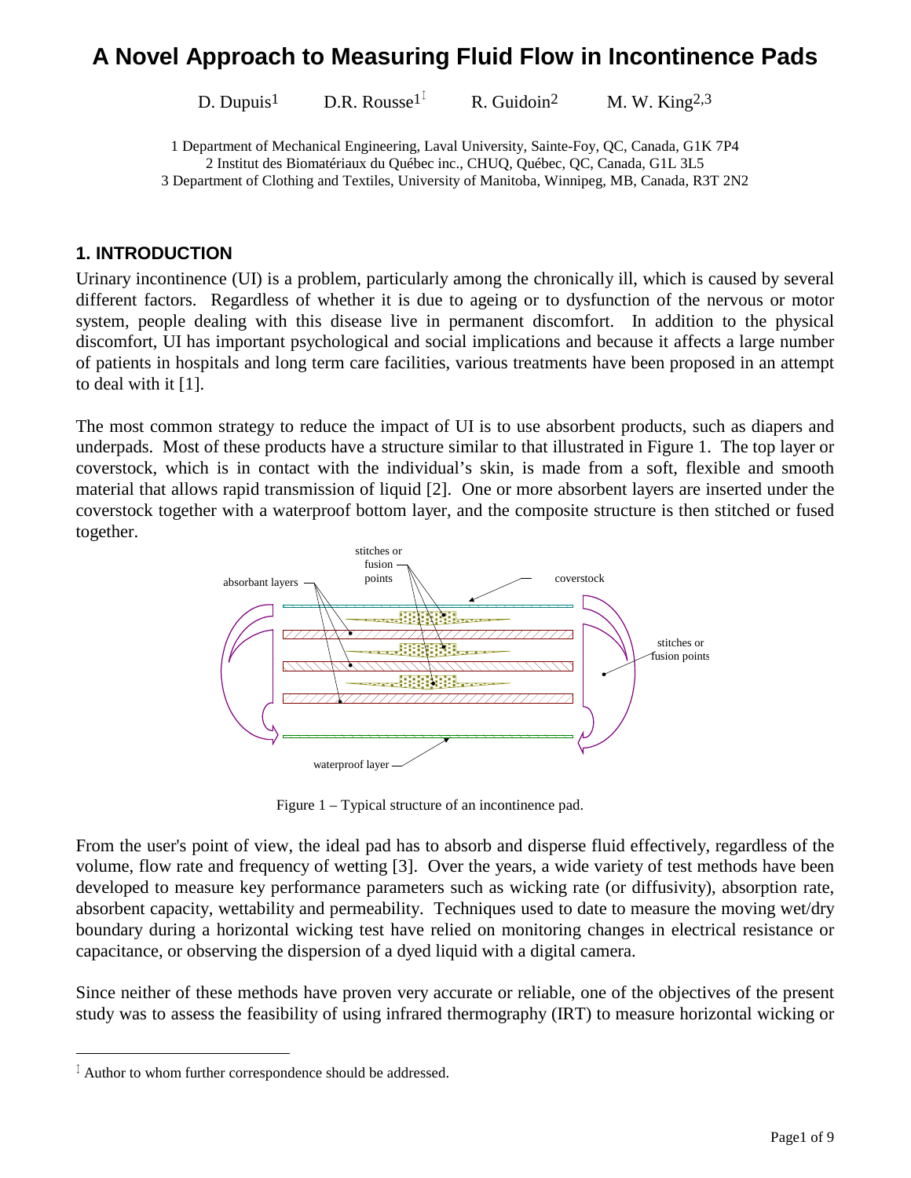# A Novel Approach to Measuring Fluid Flow in Incontinence Pads

D. Dupuis[1] D.R. Rousse[1]↕ R. Guidoin[2] M. W. King[2,3]

1 Department of Mechanical Engineering, Laval University, Sainte-Foy, QC, Canada, G1K 7P4
2 Institut des Biomatériaux du Québec inc., CHUQ, Québec, QC, Canada, G1L 3L5
3 Department of Clothing and Textiles, University of Manitoba, Winnipeg, MB, Canada, R3T 2N2

## 1. INTRODUCTION

Urinary incontinence (UI) is a problem, particularly among the chronically ill, which is caused by several different factors. Regardless of whether it is due to ageing or to dysfunction of the nervous or motor system, people dealing with this disease live in permanent discomfort. In addition to the physical discomfort, UI has important psychological and social implications and because it affects a large number of patients in hospitals and long term care facilities, various treatments have been proposed in an attempt to deal with it [1].

The most common strategy to reduce the impact of UI is to use absorbent products, such as diapers and underpads. Most of these products have a structure similar to that illustrated in Figure 1. The top layer or coverstock, which is in contact with the individual's skin, is made from a soft, flexible and smooth material that allows rapid transmission of liquid [2]. One or more absorbent layers are inserted under the coverstock together with a waterproof bottom layer, and the composite structure is then stitched or fused together.

stitches or fusion points
absorbant layers
coverstock
stitches or fusion points
waterproof layer

Figure 1 – Typical structure of an incontinence pad.

From the user's point of view, the ideal pad has to absorb and disperse fluid effectively, regardless of the volume, flow rate and frequency of wetting [3]. Over the years, a wide variety of test methods have been developed to measure key performance parameters such as wicking rate (or diffusivity), absorption rate, absorbent capacity, wettability and permeability. Techniques used to date to measure the moving wet/dry boundary during a horizontal wicking test have relied on monitoring changes in electrical resistance or capacitance, or observing the dispersion of a dyed liquid with a digital camera.

Since neither of these methods have proven very accurate or reliable, one of the objectives of the present study was to assess the feasibility of using infrared thermography (IRT) to measure horizontal wicking or

↕ Author to whom further correspondence should be addressed.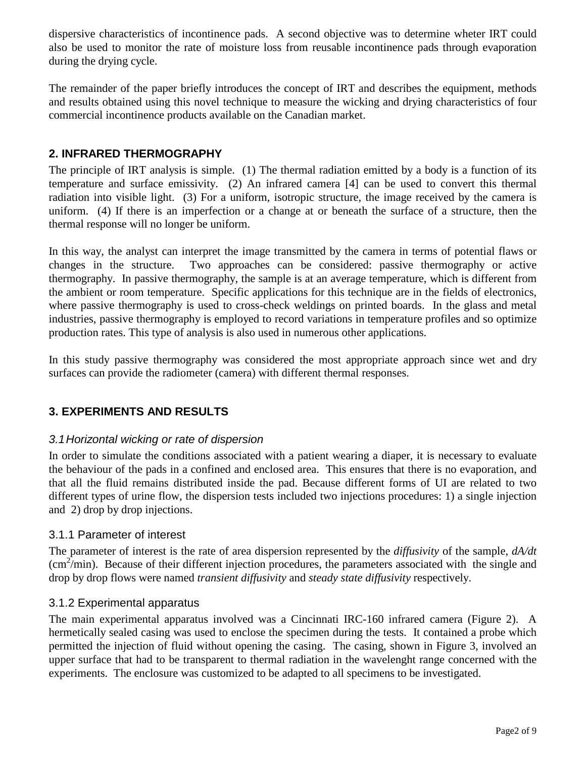dispersive characteristics of incontinence pads. A second objective was to determine wheter IRT could also be used to monitor the rate of moisture loss from reusable incontinence pads through evaporation during the drying cycle.

The remainder of the paper briefly introduces the concept of IRT and describes the equipment, methods and results obtained using this novel technique to measure the wicking and drying characteristics of four commercial incontinence products available on the Canadian market.

## 2. INFRARED THERMOGRAPHY

The principle of IRT analysis is simple. (1) The thermal radiation emitted by a body is a function of its temperature and surface emissivity. (2) An infrared camera [4] can be used to convert this thermal radiation into visible light. (3) For a uniform, isotropic structure, the image received by the camera is uniform. (4) If there is an imperfection or a change at or beneath the surface of a structure, then the thermal response will no longer be uniform.

In this way, the analyst can interpret the image transmitted by the camera in terms of potential flaws or changes in the structure. Two approaches can be considered: passive thermography or active thermography. In passive thermography, the sample is at an average temperature, which is different from the ambient or room temperature. Specific applications for this technique are in the fields of electronics, where passive thermography is used to cross-check weldings on printed boards. In the glass and metal industries, passive thermography is employed to record variations in temperature profiles and so optimize production rates. This type of analysis is also used in numerous other applications.

In this study passive thermography was considered the most appropriate approach since wet and dry surfaces can provide the radiometer (camera) with different thermal responses.

## 3. EXPERIMENTS AND RESULTS

### *3.1 Horizontal wicking or rate of dispersion*

In order to simulate the conditions associated with a patient wearing a diaper, it is necessary to evaluate the behaviour of the pads in a confined and enclosed area. This ensures that there is no evaporation, and that all the fluid remains distributed inside the pad. Because different forms of UI are related to two different types of urine flow, the dispersion tests included two injections procedures: 1) a single injection and 2) drop by drop injections.

#### 3.1.1 Parameter of interest

The parameter of interest is the rate of area dispersion represented by the *diffusivity* of the sample, $dA/dt$ ($cm^2$/min). Because of their different injection procedures, the parameters associated with the single and drop by drop flows were named *transient diffusivity* and *steady state diffusivity* respectively.

#### 3.1.2 Experimental apparatus

The main experimental apparatus involved was a Cincinnati IRC-160 infrared camera (Figure 2). A hermetically sealed casing was used to enclose the specimen during the tests. It contained a probe which permitted the injection of fluid without opening the casing. The casing, shown in Figure 3, involved an upper surface that had to be transparent to thermal radiation in the wavelenght range concerned with the experiments. The enclosure was customized to be adapted to all specimens to be investigated.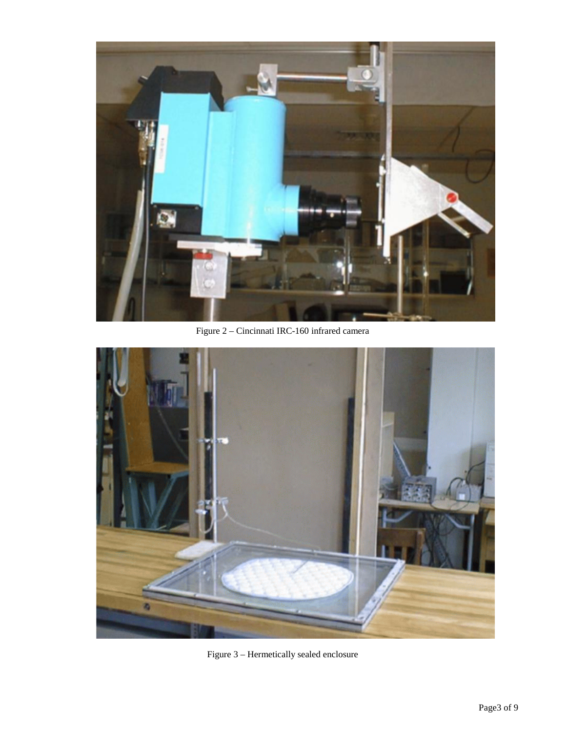Figure 2 – Cincinnati IRC-160 infrared camera

Figure 3 – Hermetically sealed enclosure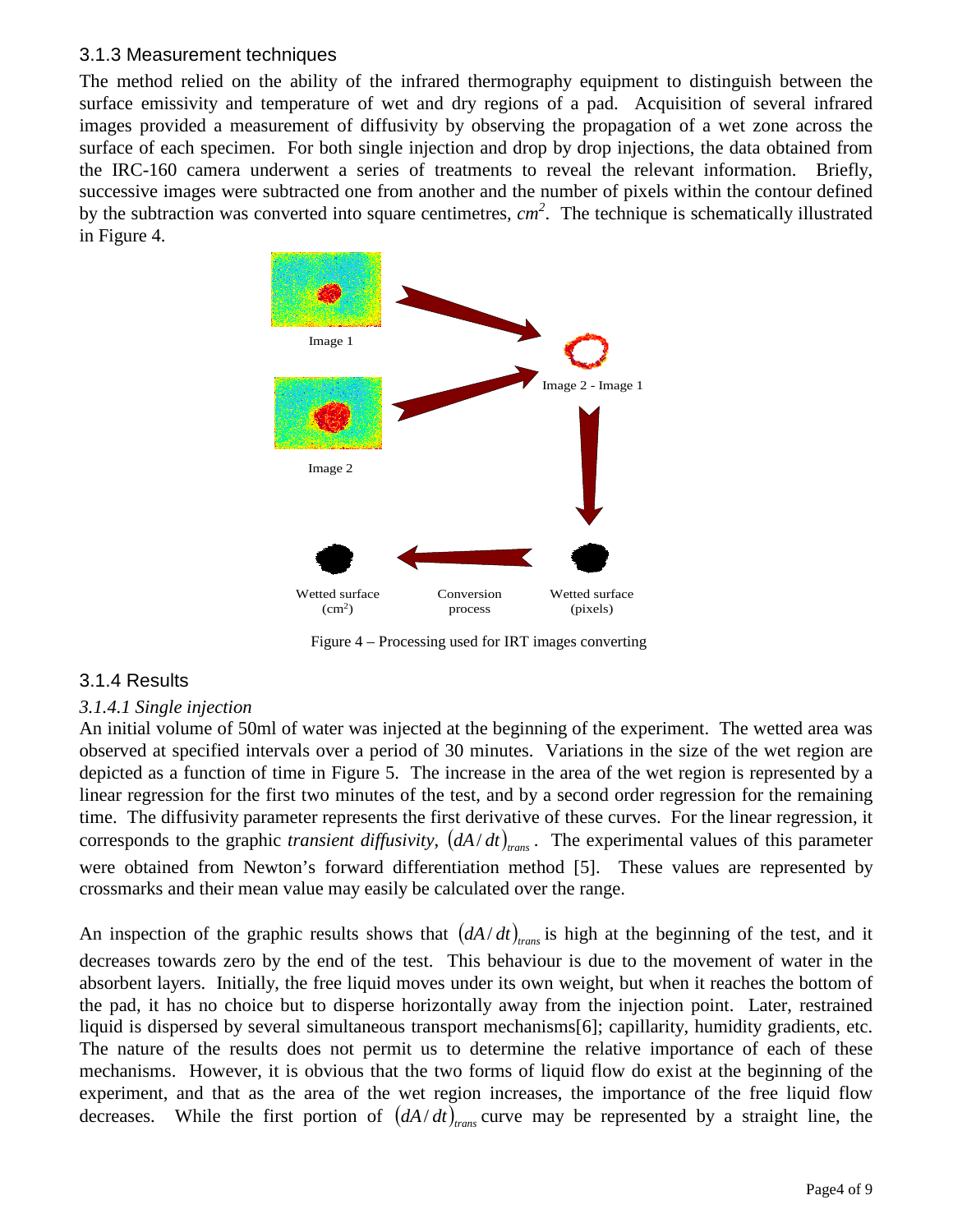### 3.1.3 Measurement techniques

The method relied on the ability of the infrared thermography equipment to distinguish between the surface emissivity and temperature of wet and dry regions of a pad. Acquisition of several infrared images provided a measurement of diffusivity by observing the propagation of a wet zone across the surface of each specimen. For both single injection and drop by drop injections, the data obtained from the IRC-160 camera underwent a series of treatments to reveal the relevant information. Briefly, successive images were subtracted one from another and the number of pixels within the contour defined by the subtraction was converted into square centimetres, $cm^2$. The technique is schematically illustrated in Figure 4.

Image 1

Image 2

Image 2 - Image 1

Wetted surface (cm$^2$)

Conversion process

Wetted surface (pixels)

Figure 4 – Processing used for IRT images converting

### 3.1.4 Results

#### *3.1.4.1 Single injection*

An initial volume of 50ml of water was injected at the beginning of the experiment. The wetted area was observed at specified intervals over a period of 30 minutes. Variations in the size of the wet region are depicted as a function of time in Figure 5. The increase in the area of the wet region is represented by a linear regression for the first two minutes of the test, and by a second order regression for the remaining time. The diffusivity parameter represents the first derivative of these curves. For the linear regression, it corresponds to the graphic *transient diffusivity*, $(dA/dt)_{trans}$. The experimental values of this parameter were obtained from Newton's forward differentiation method [5]. These values are represented by crossmarks and their mean value may easily be calculated over the range.

An inspection of the graphic results shows that $(dA/dt)_{trans}$ is high at the beginning of the test, and it decreases towards zero by the end of the test. This behaviour is due to the movement of water in the absorbent layers. Initially, the free liquid moves under its own weight, but when it reaches the bottom of the pad, it has no choice but to disperse horizontally away from the injection point. Later, restrained liquid is dispersed by several simultaneous transport mechanisms[6]; capillarity, humidity gradients, etc. The nature of the results does not permit us to determine the relative importance of each of these mechanisms. However, it is obvious that the two forms of liquid flow do exist at the beginning of the experiment, and that as the area of the wet region increases, the importance of the free liquid flow decreases. While the first portion of $(dA/dt)_{trans}$ curve may be represented by a straight line, the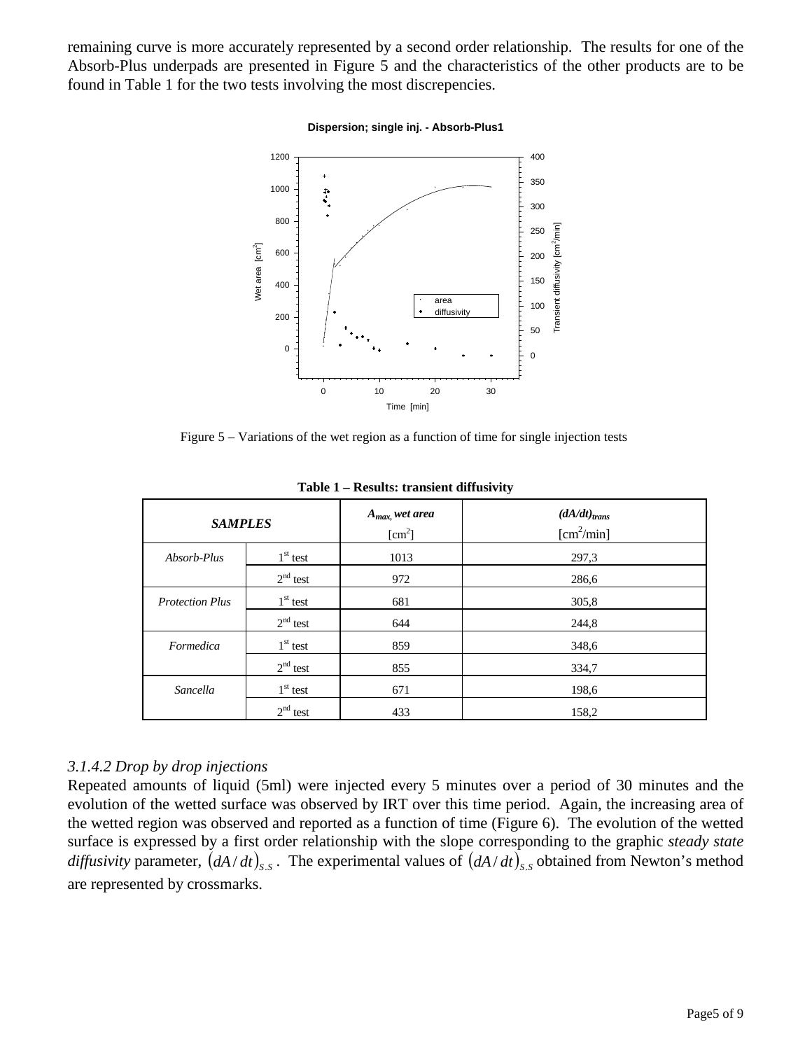remaining curve is more accurately represented by a second order relationship. The results for one of the Absorb-Plus underpads are presented in Figure 5 and the characteristics of the other products are to be found in Table 1 for the two tests involving the most discrepencies.

Dispersion; single inj. - Absorb-Plus1

Wet area [cm$^2$]

1200
1000
800
600
400
200
0

Transient diffusivity [cm$^2$/min]

400
350
300
250
200
150
100
50
0

Time [min]

0
10
20
30

area
diffusivity

Figure 5 – Variations of the wet region as a function of time for single injection tests

**Table 1 – Results: transient diffusivity**

| ***SAMPLES*** | | $A_{max,}$ ***wet area*** [cm$^2$] | $(dA/dt)_{trans}$ [cm$^2$/min] |
|---|---|---|---|
| *Absorb-Plus* | 1$^{st}$ test | 1013 | 297,3 |
| | 2$^{nd}$ test | 972 | 286,6 |
| *Protection Plus* | 1$^{st}$ test | 681 | 305,8 |
| | 2$^{nd}$ test | 644 | 244,8 |
| *Formedica* | 1$^{st}$ test | 859 | 348,6 |
| | 2$^{nd}$ test | 855 | 334,7 |
| *Sancella* | 1$^{st}$ test | 671 | 198,6 |
| | 2$^{nd}$ test | 433 | 158,2 |

### *3.1.4.2 Drop by drop injections*

Repeated amounts of liquid (5ml) were injected every 5 minutes over a period of 30 minutes and the evolution of the wetted surface was observed by IRT over this time period. Again, the increasing area of the wetted region was observed and reported as a function of time (Figure 6). The evolution of the wetted surface is expressed by a first order relationship with the slope corresponding to the graphic *steady state diffusivity* parameter, $(dA/dt)_{S.S}$. The experimental values of $(dA/dt)_{S.S}$ obtained from Newton's method are represented by crossmarks.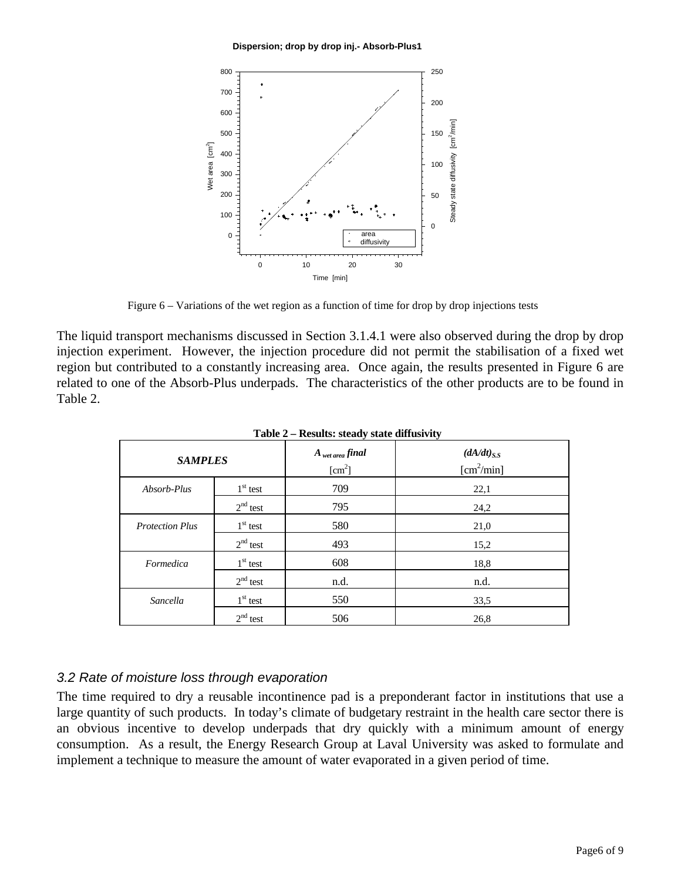Dispersion; drop by drop inj.- Absorb-Plus1

800
700
600
500
400
300
200
100
0

Wet area [cm$^2$]

250
200
150
100
50
0

Steady state diffusivity [cm$^2$/min]

area
diffusivity

0 10 20 30

Time [min]

Figure 6 – Variations of the wet region as a function of time for drop by drop injections tests

The liquid transport mechanisms discussed in Section 3.1.4.1 were also observed during the drop by drop injection experiment. However, the injection procedure did not permit the stabilisation of a fixed wet region but contributed to a constantly increasing area. Once again, the results presented in Figure 6 are related to one of the Absorb-Plus underpads. The characteristics of the other products are to be found in Table 2.

**Table 2 – Results: steady state diffusivity**

| ***SAMPLES*** | | $A_{wet\ area}$ ***final*** [cm$^2$] | $(dA/dt)_{S.S}$ [cm$^2$/min] |
|---|---|---|---|
| *Absorb-Plus* | 1st test | 709 | 22,1 |
| | 2nd test | 795 | 24,2 |
| *Protection Plus* | 1st test | 580 | 21,0 |
| | 2nd test | 493 | 15,2 |
| *Formedica* | 1st test | 608 | 18,8 |
| | 2nd test | n.d. | n.d. |
| *Sancella* | 1st test | 550 | 33,5 |
| | 2nd test | 506 | 26,8 |

### *3.2 Rate of moisture loss through evaporation*

The time required to dry a reusable incontinence pad is a preponderant factor in institutions that use a large quantity of such products. In today's climate of budgetary restraint in the health care sector there is an obvious incentive to develop underpads that dry quickly with a minimum amount of energy consumption. As a result, the Energy Research Group at Laval University was asked to formulate and implement a technique to measure the amount of water evaporated in a given period of time.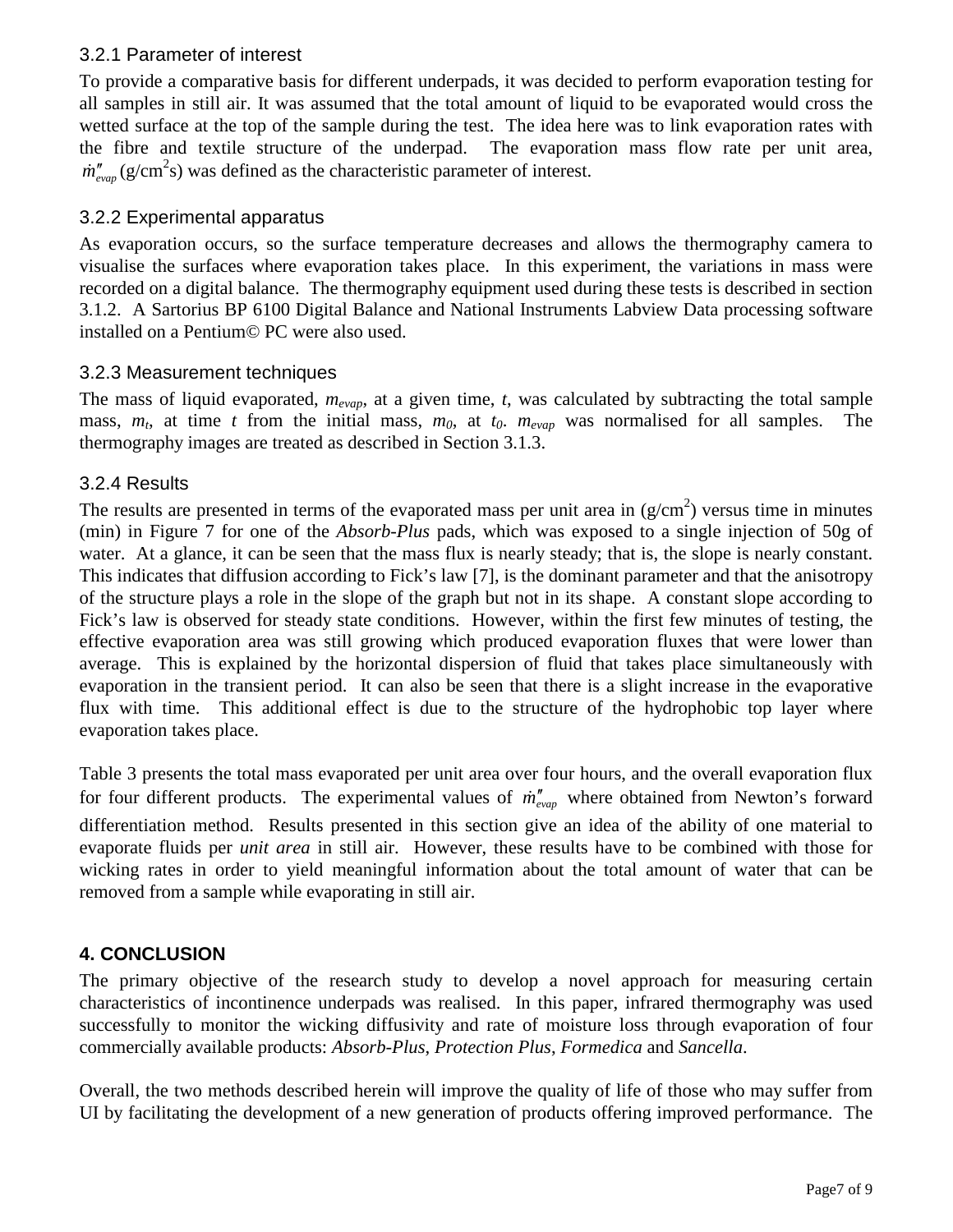### 3.2.1 Parameter of interest

To provide a comparative basis for different underpads, it was decided to perform evaporation testing for all samples in still air. It was assumed that the total amount of liquid to be evaporated would cross the wetted surface at the top of the sample during the test. The idea here was to link evaporation rates with the fibre and textile structure of the underpad. The evaporation mass flow rate per unit area, $\dot{m}''_{evap}$ (g/cm$^2$s) was defined as the characteristic parameter of interest.

### 3.2.2 Experimental apparatus

As evaporation occurs, so the surface temperature decreases and allows the thermography camera to visualise the surfaces where evaporation takes place. In this experiment, the variations in mass were recorded on a digital balance. The thermography equipment used during these tests is described in section 3.1.2. A Sartorius BP 6100 Digital Balance and National Instruments Labview Data processing software installed on a Pentium© PC were also used.

### 3.2.3 Measurement techniques

The mass of liquid evaporated, $m_{evap}$, at a given time, $t$, was calculated by subtracting the total sample mass, $m_t$, at time $t$ from the initial mass, $m_0$, at $t_0$. $m_{evap}$ was normalised for all samples. The thermography images are treated as described in Section 3.1.3.

### 3.2.4 Results

The results are presented in terms of the evaporated mass per unit area in (g/cm$^2$) versus time in minutes (min) in Figure 7 for one of the *Absorb-Plus* pads, which was exposed to a single injection of 50g of water. At a glance, it can be seen that the mass flux is nearly steady; that is, the slope is nearly constant. This indicates that diffusion according to Fick's law [7], is the dominant parameter and that the anisotropy of the structure plays a role in the slope of the graph but not in its shape. A constant slope according to Fick's law is observed for steady state conditions. However, within the first few minutes of testing, the effective evaporation area was still growing which produced evaporation fluxes that were lower than average. This is explained by the horizontal dispersion of fluid that takes place simultaneously with evaporation in the transient period. It can also be seen that there is a slight increase in the evaporative flux with time. This additional effect is due to the structure of the hydrophobic top layer where evaporation takes place.

Table 3 presents the total mass evaporated per unit area over four hours, and the overall evaporation flux for four different products. The experimental values of $\dot{m}''_{evap}$ where obtained from Newton's forward differentiation method. Results presented in this section give an idea of the ability of one material to evaporate fluids per *unit area* in still air. However, these results have to be combined with those for wicking rates in order to yield meaningful information about the total amount of water that can be removed from a sample while evaporating in still air.

## 4. CONCLUSION

The primary objective of the research study to develop a novel approach for measuring certain characteristics of incontinence underpads was realised. In this paper, infrared thermography was used successfully to monitor the wicking diffusivity and rate of moisture loss through evaporation of four commercially available products: *Absorb-Plus*, *Protection Plus*, *Formedica* and *Sancella*.

Overall, the two methods described herein will improve the quality of life of those who may suffer from UI by facilitating the development of a new generation of products offering improved performance. The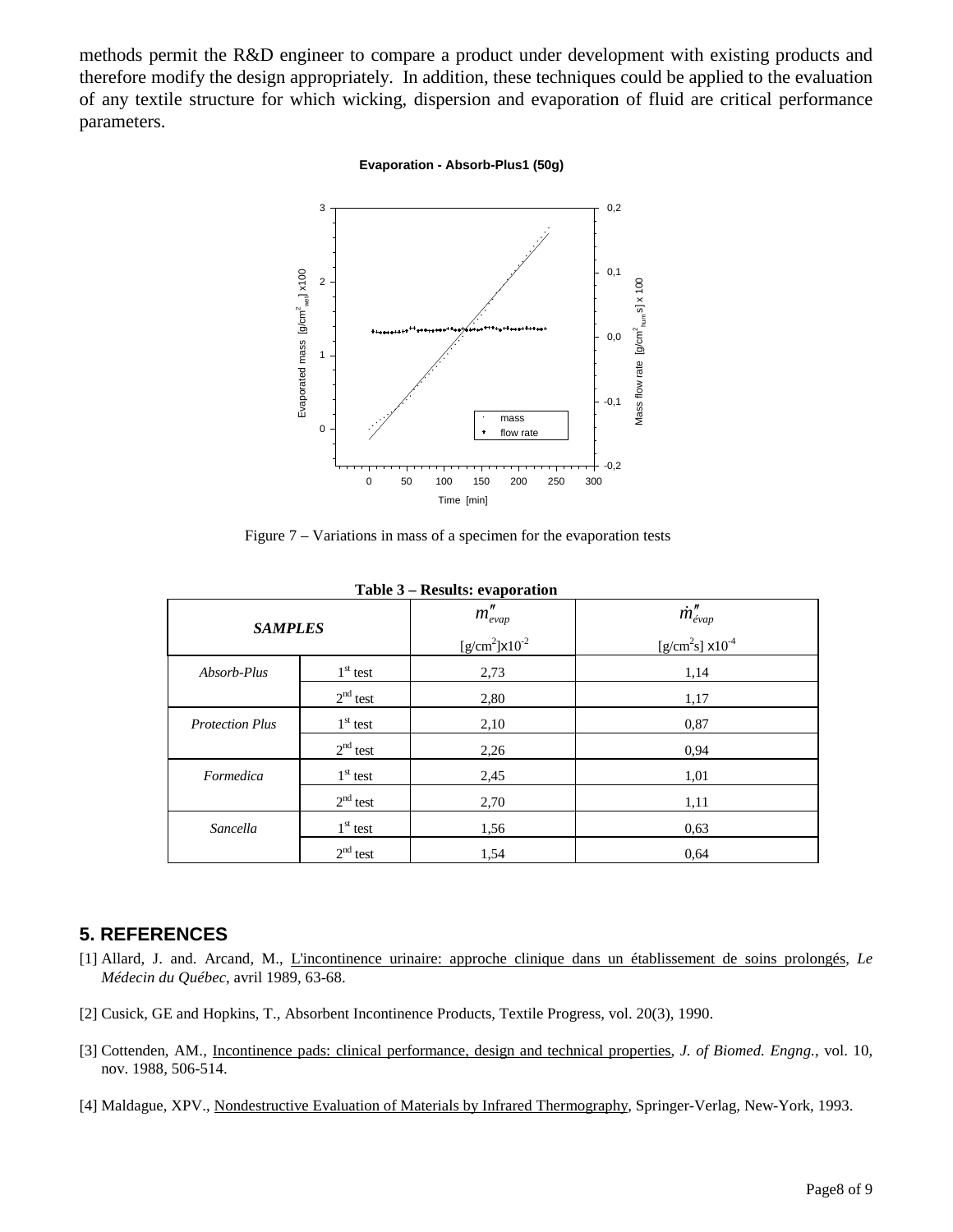methods permit the R&D engineer to compare a product under development with existing products and therefore modify the design appropriately. In addition, these techniques could be applied to the evaluation of any textile structure for which wicking, dispersion and evaporation of fluid are critical performance parameters.

**Evaporation - Absorb-Plus1 (50g)**

Evaporated mass [g/cm²wet] x100

Mass flow rate [g/cm²hum s] x 100

Time [min]

mass
flow rate

0 50 100 150 200 250 300

0 1 2 3

-0,2 -0,1 0,0 0,1 0,2

Figure 7 – Variations in mass of a specimen for the evaporation tests

**Table 3 – Results: evaporation**

| *SAMPLES* | | $m''_{evap}$ [g/cm²]x10⁻² | $\dot{m}''_{évap}$ [g/cm²s] x10⁻⁴ |
|---|---|---|---|
| *Absorb-Plus* | 1st test | 2,73 | 1,14 |
| | 2nd test | 2,80 | 1,17 |
| *Protection Plus* | 1st test | 2,10 | 0,87 |
| | 2nd test | 2,26 | 0,94 |
| *Formedica* | 1st test | 2,45 | 1,01 |
| | 2nd test | 2,70 | 1,11 |
| *Sancella* | 1st test | 1,56 | 0,63 |
| | 2nd test | 1,54 | 0,64 |

## 5. REFERENCES

[1] Allard, J. and. Arcand, M., L'incontinence urinaire: approche clinique dans un établissement de soins prolongés, *Le Médecin du Québec*, avril 1989, 63-68.

[2] Cusick, GE and Hopkins, T., Absorbent Incontinence Products, Textile Progress, vol. 20(3), 1990.

[3] Cottenden, AM., Incontinence pads: clinical performance, design and technical properties, *J. of Biomed. Engng.*, vol. 10, nov. 1988, 506-514.

[4] Maldague, XPV., Nondestructive Evaluation of Materials by Infrared Thermography, Springer-Verlag, New-York, 1993.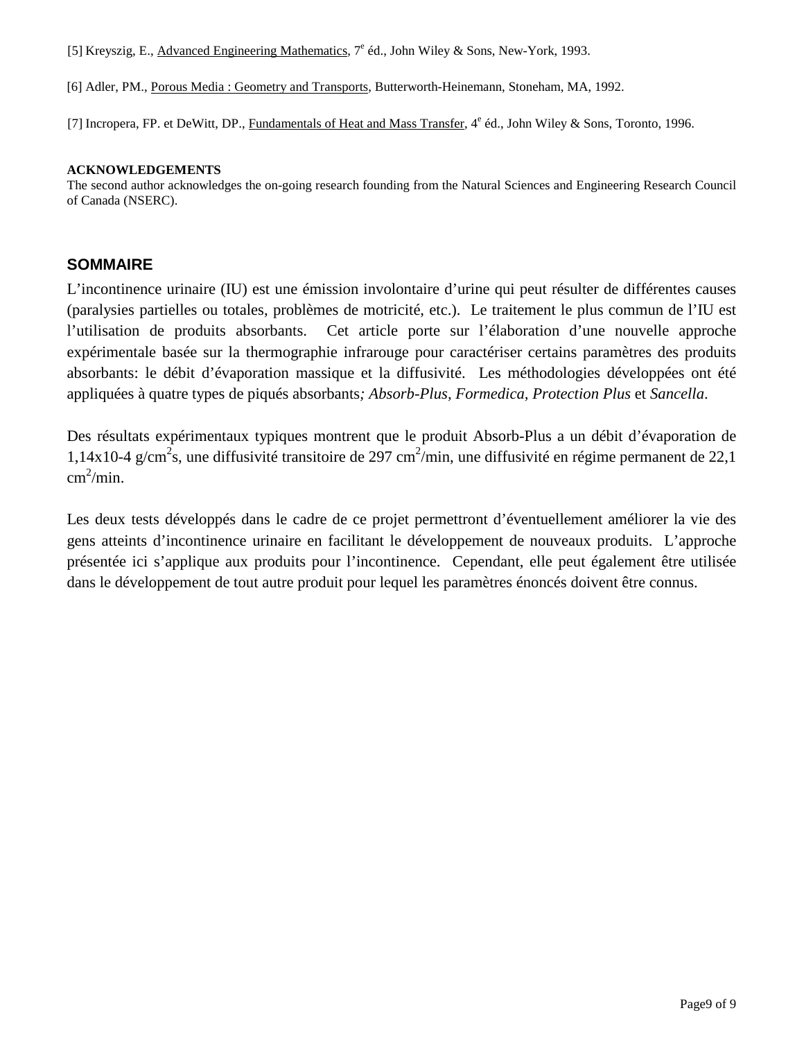[5] Kreyszig, E., Advanced Engineering Mathematics, 7e éd., John Wiley & Sons, New-York, 1993.

[6] Adler, PM., Porous Media : Geometry and Transports, Butterworth-Heinemann, Stoneham, MA, 1992.

[7] Incropera, FP. et DeWitt, DP., Fundamentals of Heat and Mass Transfer, 4e éd., John Wiley & Sons, Toronto, 1996.

**ACKNOWLEDGEMENTS**
The second author acknowledges the on-going research founding from the Natural Sciences and Engineering Research Council of Canada (NSERC).

## SOMMAIRE

L'incontinence urinaire (IU) est une émission involontaire d'urine qui peut résulter de différentes causes (paralysies partielles ou totales, problèmes de motricité, etc.). Le traitement le plus commun de l'IU est l'utilisation de produits absorbants. Cet article porte sur l'élaboration d'une nouvelle approche expérimentale basée sur la thermographie infrarouge pour caractériser certains paramètres des produits absorbants: le débit d'évaporation massique et la diffusivité. Les méthodologies développées ont été appliquées à quatre types de piqués absorbants*; Absorb-Plus, Formedica, Protection Plus* et *Sancella*.

Des résultats expérimentaux typiques montrent que le produit Absorb-Plus a un débit d'évaporation de 1,14x10-4 g/cm$^2$s, une diffusivité transitoire de 297 cm$^2$/min, une diffusivité en régime permanent de 22,1 cm$^2$/min.

Les deux tests développés dans le cadre de ce projet permettront d'éventuellement améliorer la vie des gens atteints d'incontinence urinaire en facilitant le développement de nouveaux produits. L'approche présentée ici s'applique aux produits pour l'incontinence. Cependant, elle peut également être utilisée dans le développement de tout autre produit pour lequel les paramètres énoncés doivent être connus.